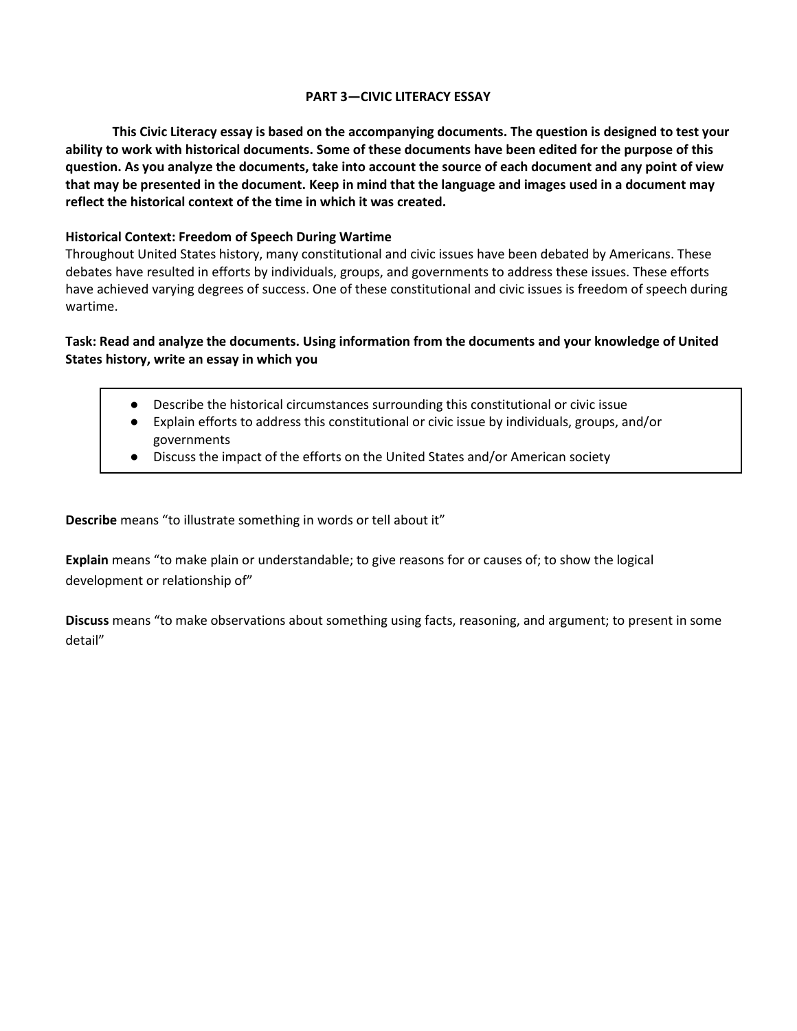## PART 3—CIVIC LITERACY ESSAY

**This Civic Literacy essay is based on the accompanying documents. The question is designed to test your ability to work with historical documents. Some of these documents have been edited for the purpose of this question. As you analyze the documents, take into account the source of each document and any point of view that may be presented in the document. Keep in mind that the language and images used in a document may reflect the historical context of the time in which it was created.**

**Historical Context: Freedom of Speech During Wartime**

Throughout United States history, many constitutional and civic issues have been debated by Americans. These debates have resulted in efforts by individuals, groups, and governments to address these issues. These efforts have achieved varying degrees of success. One of these constitutional and civic issues is freedom of speech during wartime.

**Task: Read and analyze the documents. Using information from the documents and your knowledge of United States history, write an essay in which you**

- Describe the historical circumstances surrounding this constitutional or civic issue
- Explain efforts to address this constitutional or civic issue by individuals, groups, and/or governments
- Discuss the impact of the efforts on the United States and/or American society

**Describe** means "to illustrate something in words or tell about it"

**Explain** means "to make plain or understandable; to give reasons for or causes of; to show the logical development or relationship of"

**Discuss** means "to make observations about something using facts, reasoning, and argument; to present in some detail"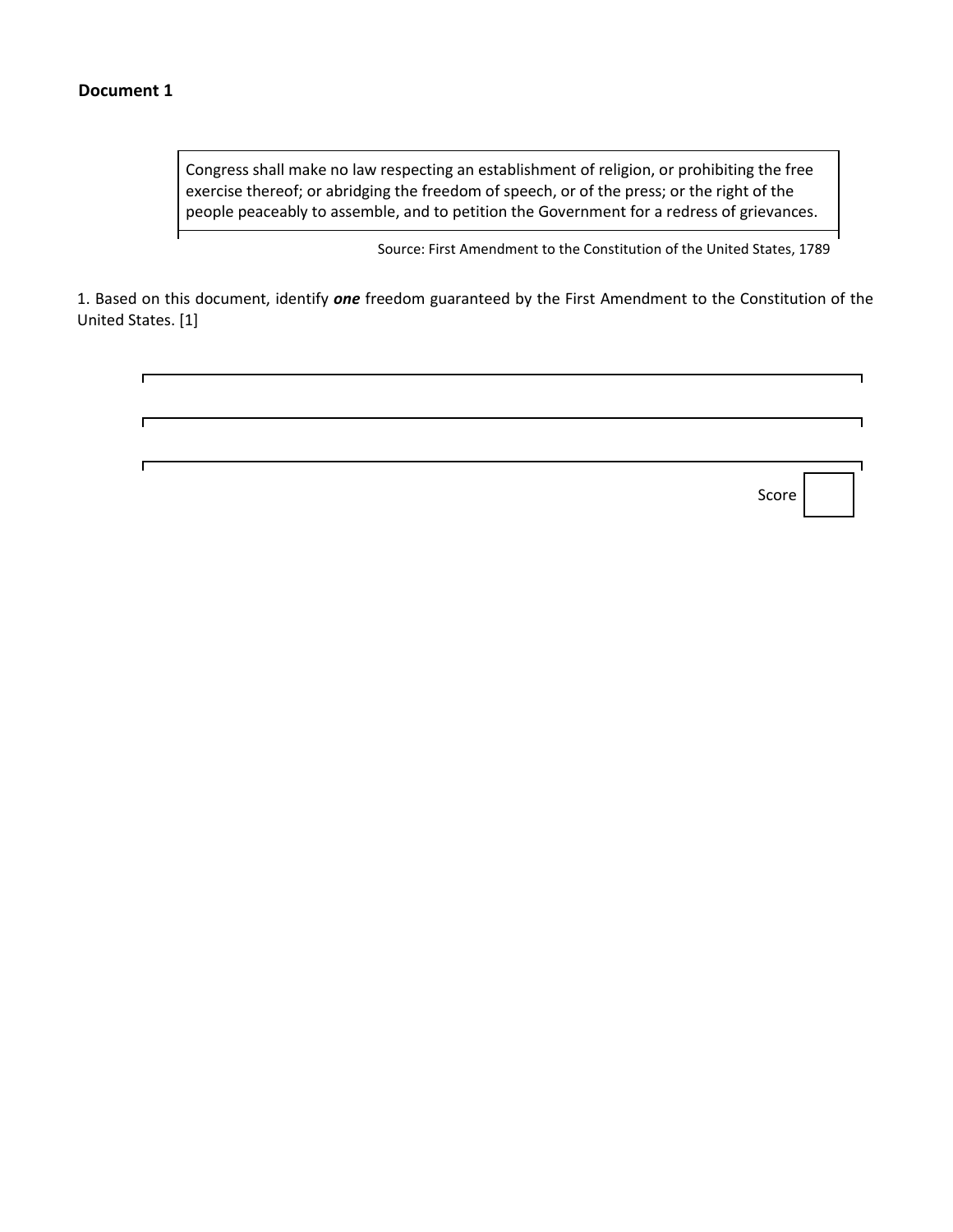**Document 1**

> Congress shall make no law respecting an establishment of religion, or prohibiting the free exercise thereof; or abridging the freedom of speech, or of the press; or the right of the people peaceably to assemble, and to petition the Government for a redress of grievances.

Source: First Amendment to the Constitution of the United States, 1789

1. Based on this document, identify ***one*** freedom guaranteed by the First Amendment to the Constitution of the United States. [1]

Score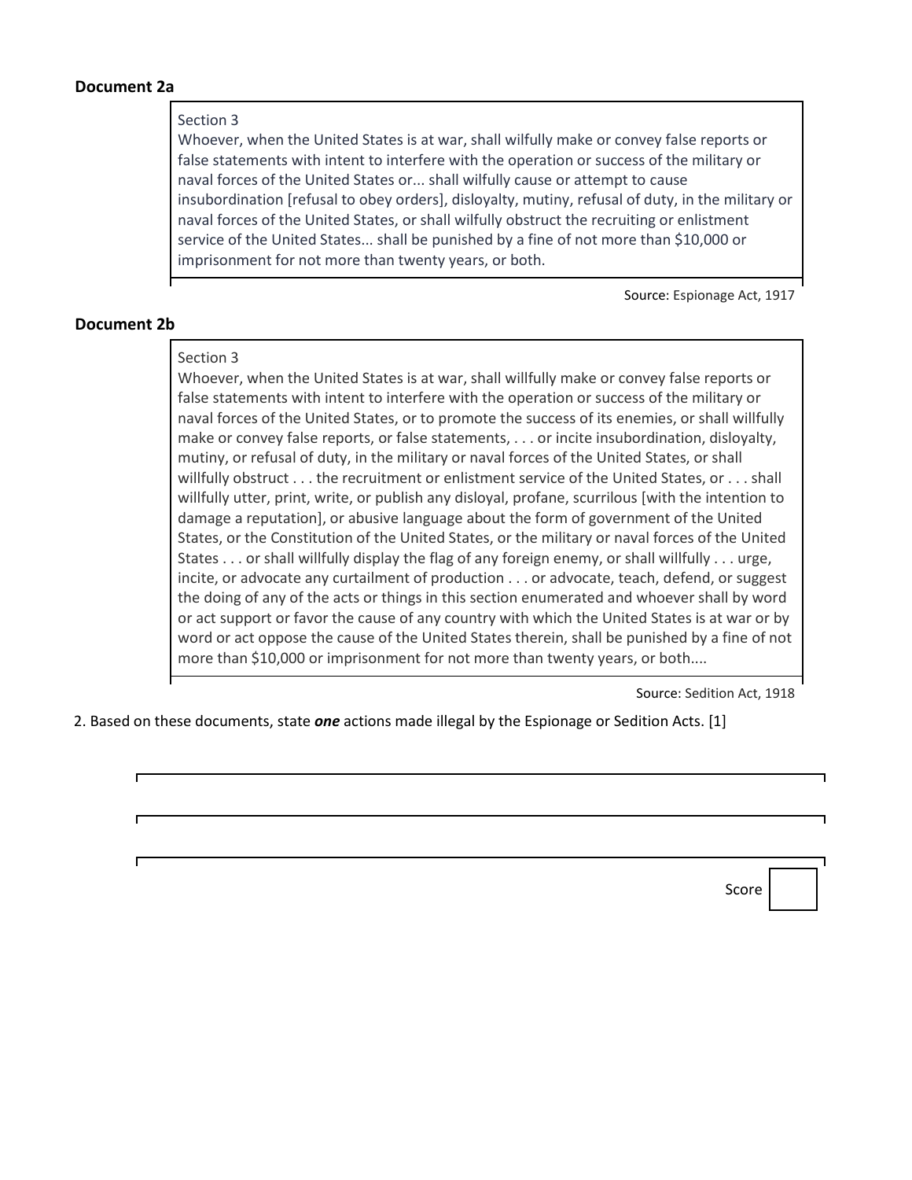**Document 2a**

> Section 3
> Whoever, when the United States is at war, shall wilfully make or convey false reports or false statements with intent to interfere with the operation or success of the military or naval forces of the United States or... shall wilfully cause or attempt to cause insubordination [refusal to obey orders], disloyalty, mutiny, refusal of duty, in the military or naval forces of the United States, or shall wilfully obstruct the recruiting or enlistment service of the United States... shall be punished by a fine of not more than $10,000 or imprisonment for not more than twenty years, or both.

Source: Espionage Act, 1917

**Document 2b**

> Section 3
> Whoever, when the United States is at war, shall willfully make or convey false reports or false statements with intent to interfere with the operation or success of the military or naval forces of the United States, or to promote the success of its enemies, or shall willfully make or convey false reports, or false statements, . . . or incite insubordination, disloyalty, mutiny, or refusal of duty, in the military or naval forces of the United States, or shall willfully obstruct . . . the recruitment or enlistment service of the United States, or . . . shall willfully utter, print, write, or publish any disloyal, profane, scurrilous [with the intention to damage a reputation], or abusive language about the form of government of the United States, or the Constitution of the United States, or the military or naval forces of the United States . . . or shall willfully display the flag of any foreign enemy, or shall willfully . . . urge, incite, or advocate any curtailment of production . . . or advocate, teach, defend, or suggest the doing of any of the acts or things in this section enumerated and whoever shall by word or act support or favor the cause of any country with which the United States is at war or by word or act oppose the cause of the United States therein, shall be punished by a fine of not more than $10,000 or imprisonment for not more than twenty years, or both....

Source: Sedition Act, 1918

2. Based on these documents, state ***one*** actions made illegal by the Espionage or Sedition Acts. [1]

Score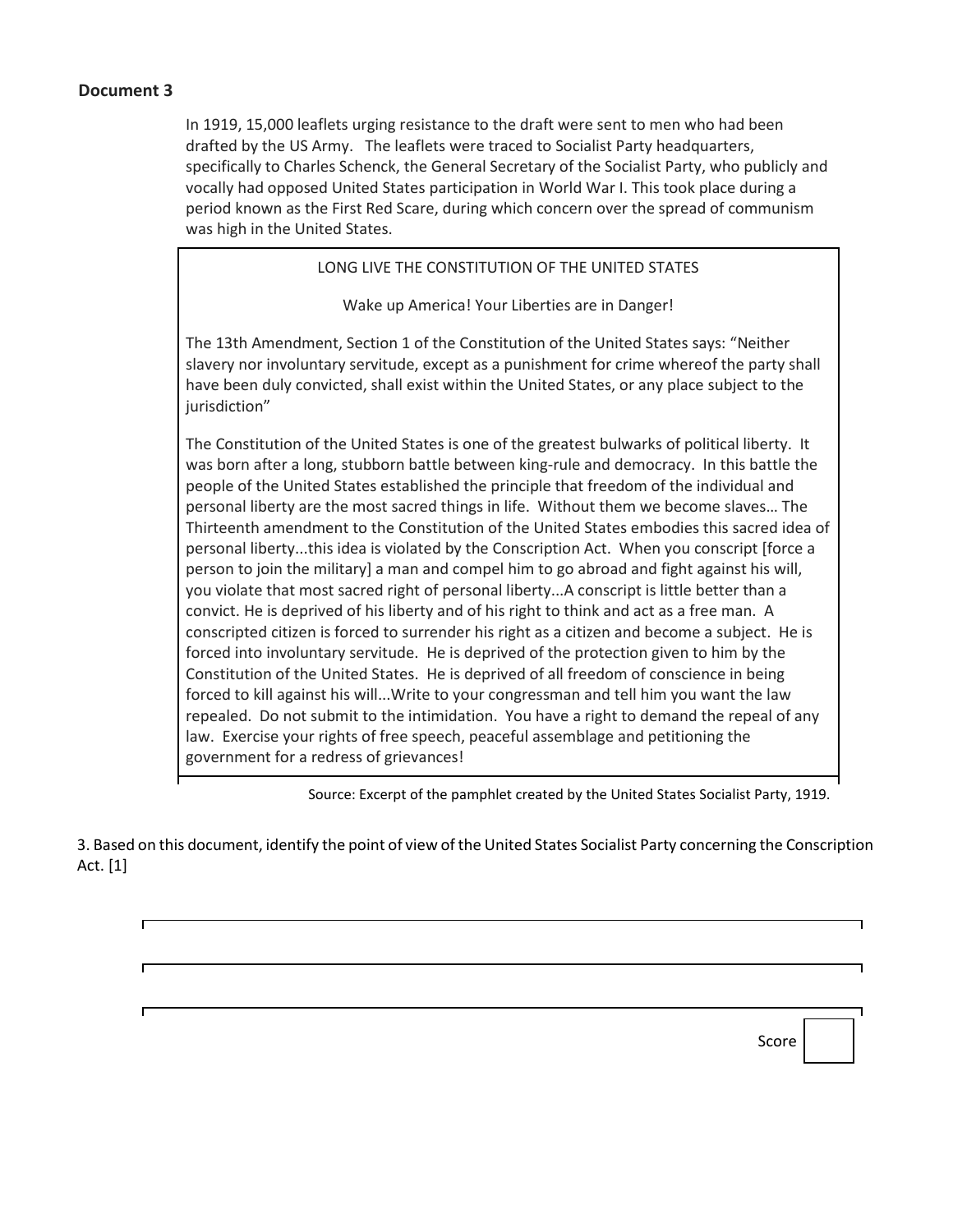**Document 3**

In 1919, 15,000 leaflets urging resistance to the draft were sent to men who had been drafted by the US Army. The leaflets were traced to Socialist Party headquarters, specifically to Charles Schenck, the General Secretary of the Socialist Party, who publicly and vocally had opposed United States participation in World War I. This took place during a period known as the First Red Scare, during which concern over the spread of communism was high in the United States.

> LONG LIVE THE CONSTITUTION OF THE UNITED STATES
>
> Wake up America! Your Liberties are in Danger!
>
> The 13th Amendment, Section 1 of the Constitution of the United States says: "Neither slavery nor involuntary servitude, except as a punishment for crime whereof the party shall have been duly convicted, shall exist within the United States, or any place subject to the jurisdiction"
>
> The Constitution of the United States is one of the greatest bulwarks of political liberty. It was born after a long, stubborn battle between king-rule and democracy. In this battle the people of the United States established the principle that freedom of the individual and personal liberty are the most sacred things in life. Without them we become slaves… The Thirteenth amendment to the Constitution of the United States embodies this sacred idea of personal liberty...this idea is violated by the Conscription Act. When you conscript [force a person to join the military] a man and compel him to go abroad and fight against his will, you violate that most sacred right of personal liberty...A conscript is little better than a convict. He is deprived of his liberty and of his right to think and act as a free man. A conscripted citizen is forced to surrender his right as a citizen and become a subject. He is forced into involuntary servitude. He is deprived of the protection given to him by the Constitution of the United States. He is deprived of all freedom of conscience in being forced to kill against his will...Write to your congressman and tell him you want the law repealed. Do not submit to the intimidation. You have a right to demand the repeal of any law. Exercise your rights of free speech, peaceful assemblage and petitioning the government for a redress of grievances!

Source: Excerpt of the pamphlet created by the United States Socialist Party, 1919.

3. Based on this document, identify the point of view of the United States Socialist Party concerning the Conscription Act. [1]

______________________________________________________________________

______________________________________________________________________

______________________________________________________________________

Score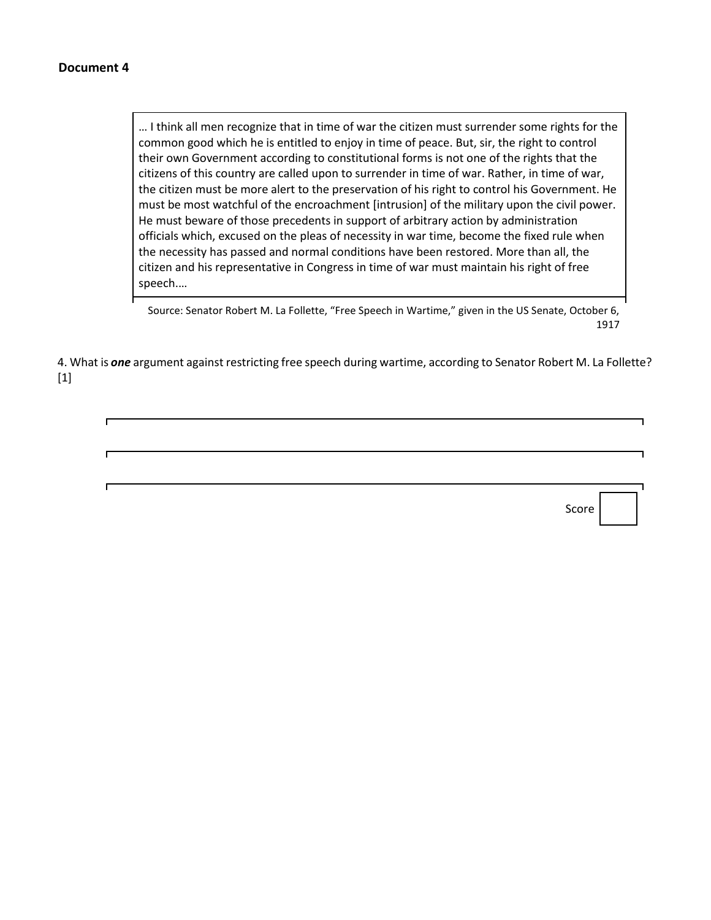**Document 4**

> … I think all men recognize that in time of war the citizen must surrender some rights for the common good which he is entitled to enjoy in time of peace. But, sir, the right to control their own Government according to constitutional forms is not one of the rights that the citizens of this country are called upon to surrender in time of war. Rather, in time of war, the citizen must be more alert to the preservation of his right to control his Government. He must be most watchful of the encroachment [intrusion] of the military upon the civil power. He must beware of those precedents in support of arbitrary action by administration officials which, excused on the pleas of necessity in war time, become the fixed rule when the necessity has passed and normal conditions have been restored. More than all, the citizen and his representative in Congress in time of war must maintain his right of free speech.…

Source: Senator Robert M. La Follette, "Free Speech in Wartime," given in the US Senate, October 6, 1917

4. What is ***one*** argument against restricting free speech during wartime, according to Senator Robert M. La Follette? [1]

Score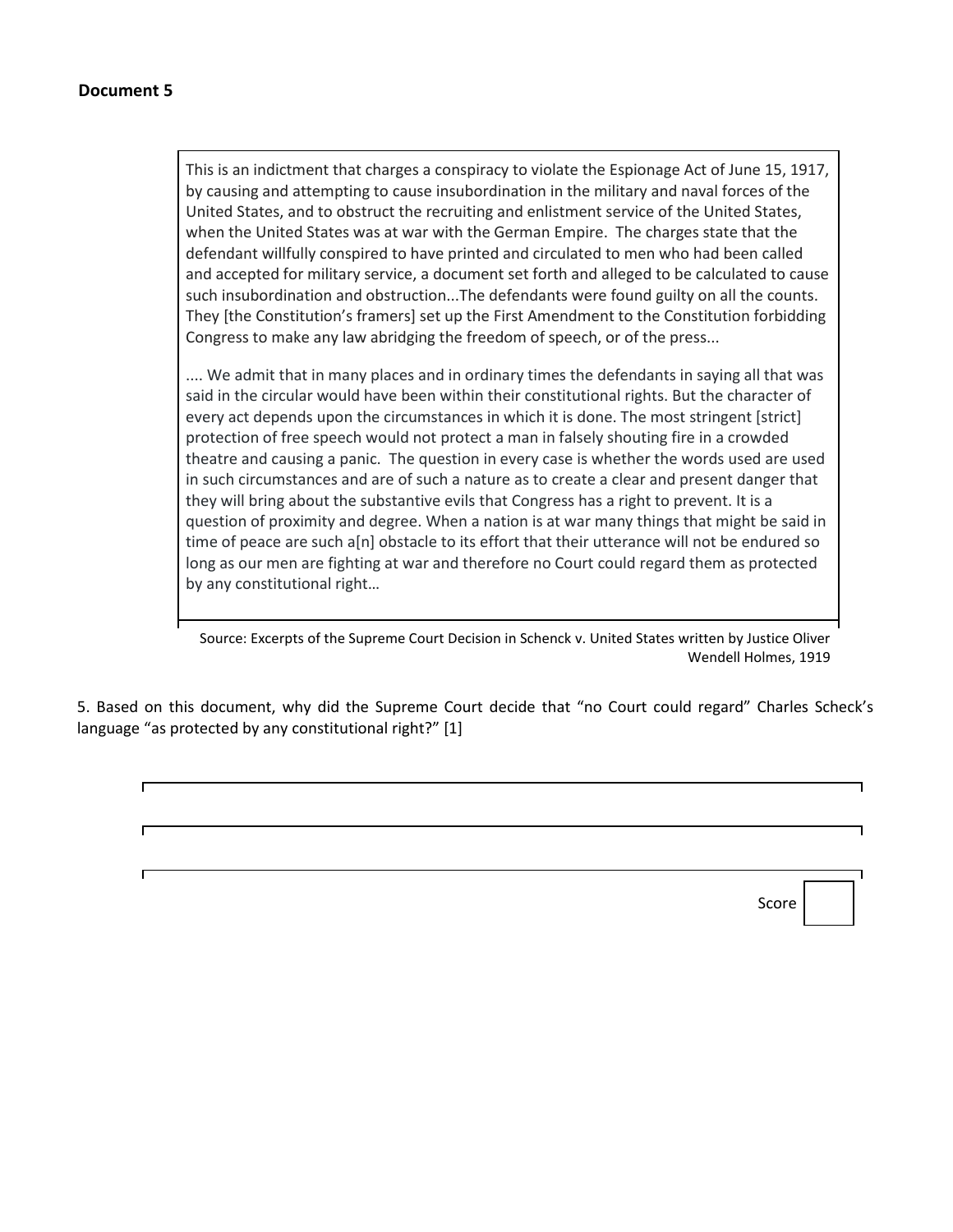**Document 5**

> This is an indictment that charges a conspiracy to violate the Espionage Act of June 15, 1917, by causing and attempting to cause insubordination in the military and naval forces of the United States, and to obstruct the recruiting and enlistment service of the United States, when the United States was at war with the German Empire. The charges state that the defendant willfully conspired to have printed and circulated to men who had been called and accepted for military service, a document set forth and alleged to be calculated to cause such insubordination and obstruction...The defendants were found guilty on all the counts. They [the Constitution's framers] set up the First Amendment to the Constitution forbidding Congress to make any law abridging the freedom of speech, or of the press...
>
> .... We admit that in many places and in ordinary times the defendants in saying all that was said in the circular would have been within their constitutional rights. But the character of every act depends upon the circumstances in which it is done. The most stringent [strict] protection of free speech would not protect a man in falsely shouting fire in a crowded theatre and causing a panic. The question in every case is whether the words used are used in such circumstances and are of such a nature as to create a clear and present danger that they will bring about the substantive evils that Congress has a right to prevent. It is a question of proximity and degree. When a nation is at war many things that might be said in time of peace are such a[n] obstacle to its effort that their utterance will not be endured so long as our men are fighting at war and therefore no Court could regard them as protected by any constitutional right…

Source: Excerpts of the Supreme Court Decision in Schenck v. United States written by Justice Oliver Wendell Holmes, 1919

5. Based on this document, why did the Supreme Court decide that "no Court could regard" Charles Scheck's language "as protected by any constitutional right?" [1]

______________________________________________________________________

______________________________________________________________________

______________________________________________________________________

Score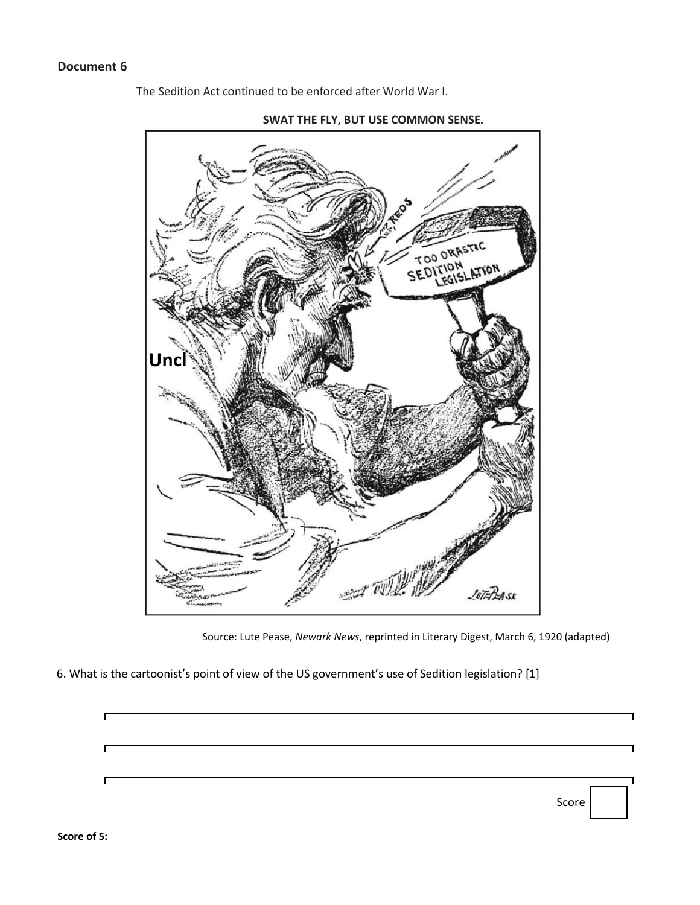**Document 6**

The Sedition Act continued to be enforced after World War I.

**SWAT THE FLY, BUT USE COMMON SENSE.**

Source: Lute Pease, *Newark News*, reprinted in Literary Digest, March 6, 1920 (adapted)

6. What is the cartoonist's point of view of the US government's use of Sedition legislation? [1]

Score

**Score of 5:**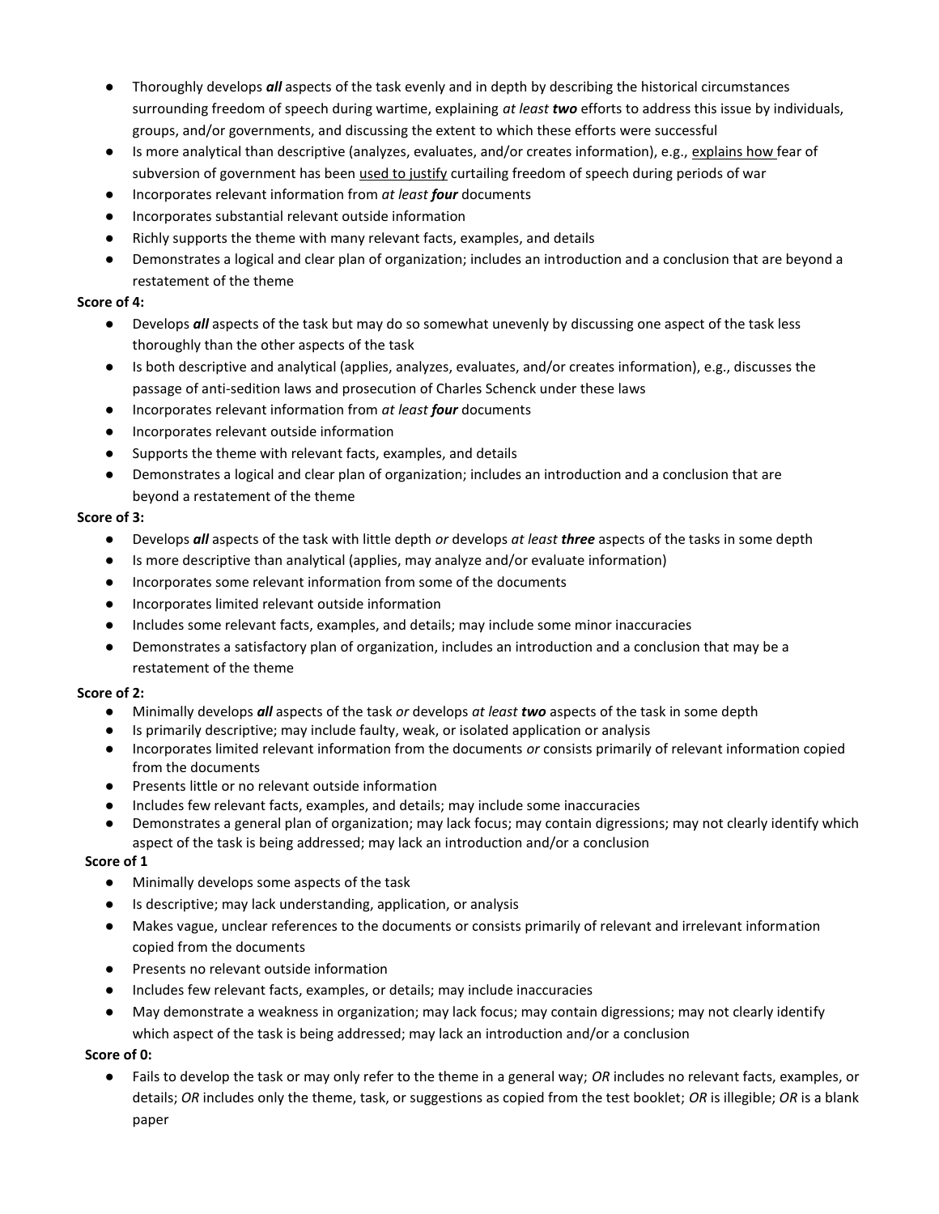- Thoroughly develops ***all*** aspects of the task evenly and in depth by describing the historical circumstances surrounding freedom of speech during wartime, explaining *at least* ***two*** efforts to address this issue by individuals, groups, and/or governments, and discussing the extent to which these efforts were successful
- Is more analytical than descriptive (analyzes, evaluates, and/or creates information), e.g., <u>explains how</u> fear of subversion of government has been <u>used to justify</u> curtailing freedom of speech during periods of war
- Incorporates relevant information from *at least* ***four*** documents
- Incorporates substantial relevant outside information
- Richly supports the theme with many relevant facts, examples, and details
- Demonstrates a logical and clear plan of organization; includes an introduction and a conclusion that are beyond a restatement of the theme

**Score of 4:**

- Develops ***all*** aspects of the task but may do so somewhat unevenly by discussing one aspect of the task less thoroughly than the other aspects of the task
- Is both descriptive and analytical (applies, analyzes, evaluates, and/or creates information), e.g., discusses the passage of anti-sedition laws and prosecution of Charles Schenck under these laws
- Incorporates relevant information from *at least* ***four*** documents
- Incorporates relevant outside information
- Supports the theme with relevant facts, examples, and details
- Demonstrates a logical and clear plan of organization; includes an introduction and a conclusion that are beyond a restatement of the theme

**Score of 3:**

- Develops ***all*** aspects of the task with little depth *or* develops *at least* ***three*** aspects of the tasks in some depth
- Is more descriptive than analytical (applies, may analyze and/or evaluate information)
- Incorporates some relevant information from some of the documents
- Incorporates limited relevant outside information
- Includes some relevant facts, examples, and details; may include some minor inaccuracies
- Demonstrates a satisfactory plan of organization, includes an introduction and a conclusion that may be a restatement of the theme

**Score of 2:**

- Minimally develops ***all*** aspects of the task *or* develops *at least* ***two*** aspects of the task in some depth
- Is primarily descriptive; may include faulty, weak, or isolated application or analysis
- Incorporates limited relevant information from the documents *or* consists primarily of relevant information copied from the documents
- Presents little or no relevant outside information
- Includes few relevant facts, examples, and details; may include some inaccuracies
- Demonstrates a general plan of organization; may lack focus; may contain digressions; may not clearly identify which aspect of the task is being addressed; may lack an introduction and/or a conclusion

**Score of 1**

- Minimally develops some aspects of the task
- Is descriptive; may lack understanding, application, or analysis
- Makes vague, unclear references to the documents or consists primarily of relevant and irrelevant information copied from the documents
- Presents no relevant outside information
- Includes few relevant facts, examples, or details; may include inaccuracies
- May demonstrate a weakness in organization; may lack focus; may contain digressions; may not clearly identify which aspect of the task is being addressed; may lack an introduction and/or a conclusion

**Score of 0:**

- Fails to develop the task or may only refer to the theme in a general way; *OR* includes no relevant facts, examples, or details; *OR* includes only the theme, task, or suggestions as copied from the test booklet; *OR* is illegible; *OR* is a blank paper